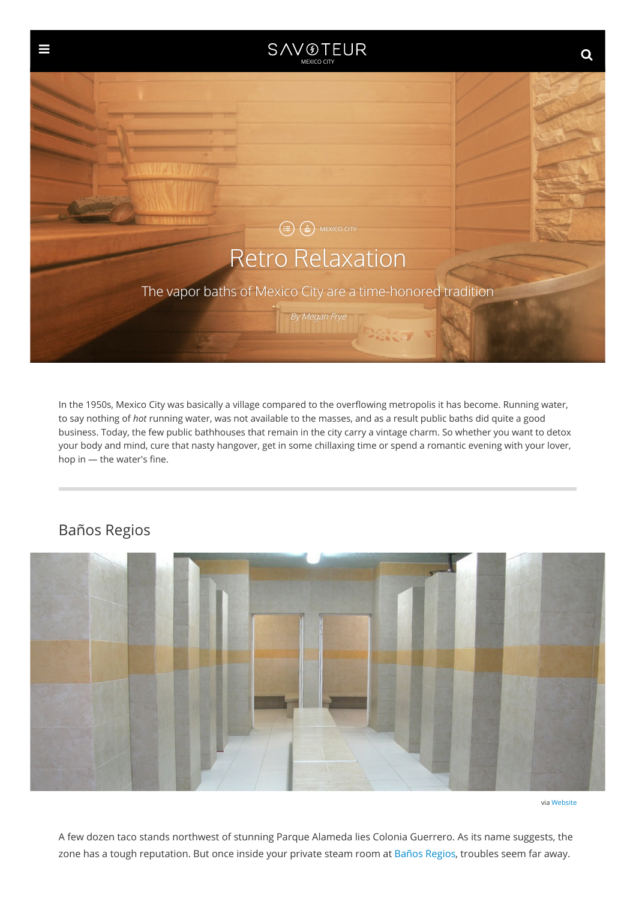MEXICO CITY

# Retro Relaxation

The vapor baths of Mexico City are a time-honored tradition

*By Megan Frye*

In the 1950s, Mexico City was basically a village compared to the overflowing metropolis it has become. Running water, to say nothing of *hot* running water, was not available to the masses, and as a result public baths did quite a good business. Today, the few public bathhouses that remain in the city carry a vintage charm. So whether you want to detox your body and mind, cure that nasty hangover, get in some chillaxing time or spend a romantic evening with your lover, hop in — the water's fine.

---

## Baños Regios

via Website

A few dozen taco stands northwest of stunning Parque Alameda lies Colonia Guerrero. As its name suggests, the zone has a tough reputation. But once inside your private steam room at Baños Regios, troubles seem far away.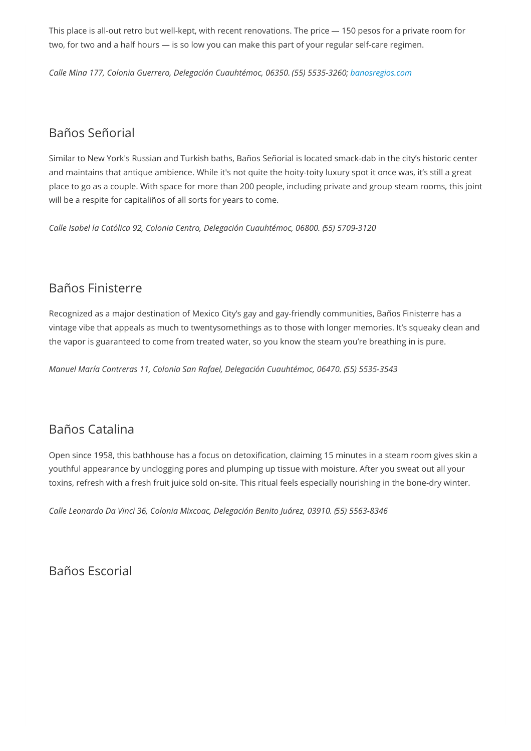This place is all-out retro but well-kept, with recent renovations. The price — 150 pesos for a private room for two, for two and a half hours — is so low you can make this part of your regular self-care regimen.

*Calle Mina 177, Colonia Guerrero, Delegación Cuauhtémoc, 06350. (55) 5535-3260; banosregios.com*

## Baños Señorial

Similar to New York's Russian and Turkish baths, Baños Señorial is located smack-dab in the city's historic center and maintains that antique ambience. While it's not quite the hoity-toity luxury spot it once was, it's still a great place to go as a couple. With space for more than 200 people, including private and group steam rooms, this joint will be a respite for capitaliños of all sorts for years to come.

*Calle Isabel la Católica 92, Colonia Centro, Delegación Cuauhtémoc, 06800. (55) 5709-3120*

## Baños Finisterre

Recognized as a major destination of Mexico City's gay and gay-friendly communities, Baños Finisterre has a vintage vibe that appeals as much to twentysomethings as to those with longer memories. It's squeaky clean and the vapor is guaranteed to come from treated water, so you know the steam you're breathing in is pure.

*Manuel María Contreras 11, Colonia San Rafael, Delegación Cuauhtémoc, 06470. (55) 5535-3543*

## Baños Catalina

Open since 1958, this bathhouse has a focus on detoxification, claiming 15 minutes in a steam room gives skin a youthful appearance by unclogging pores and plumping up tissue with moisture. After you sweat out all your toxins, refresh with a fresh fruit juice sold on-site. This ritual feels especially nourishing in the bone-dry winter.

*Calle Leonardo Da Vinci 36, Colonia Mixcoac, Delegación Benito Juárez, 03910. (55) 5563-8346*

## Baños Escorial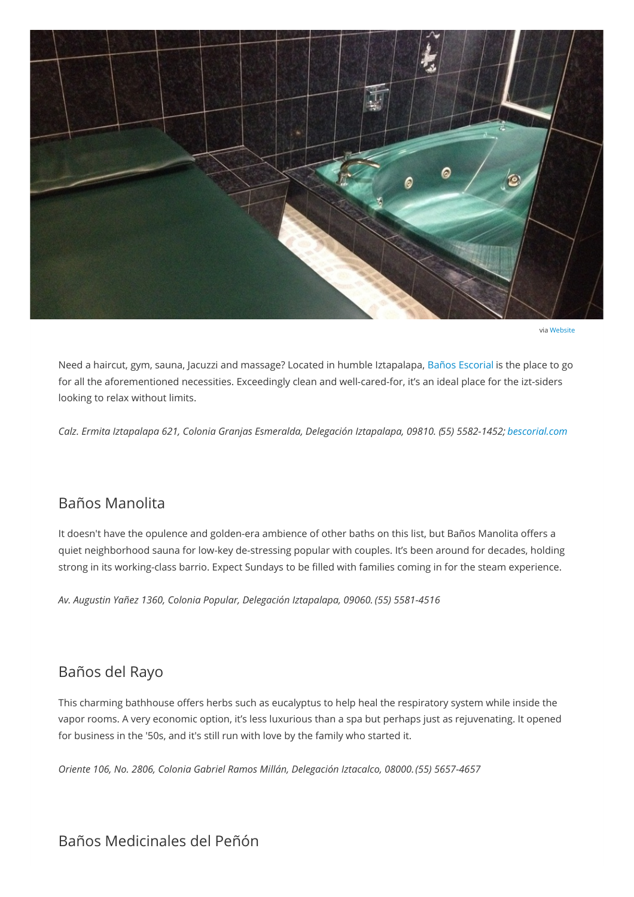via Website

Need a haircut, gym, sauna, Jacuzzi and massage? Located in humble Iztapalapa, Baños Escorial is the place to go for all the aforementioned necessities. Exceedingly clean and well-cared-for, it's an ideal place for the izt-siders looking to relax without limits.

*Calz. Ermita Iztapalapa 621, Colonia Granjas Esmeralda, Delegación Iztapalapa, 09810. (55) 5582-1452; bescorial.com*

## Baños Manolita

It doesn't have the opulence and golden-era ambience of other baths on this list, but Baños Manolita offers a quiet neighborhood sauna for low-key de-stressing popular with couples. It's been around for decades, holding strong in its working-class barrio. Expect Sundays to be filled with families coming in for the steam experience.

*Av. Augustin Yañez 1360, Colonia Popular, Delegación Iztapalapa, 09060. (55) 5581-4516*

## Baños del Rayo

This charming bathhouse offers herbs such as eucalyptus to help heal the respiratory system while inside the vapor rooms. A very economic option, it's less luxurious than a spa but perhaps just as rejuvenating. It opened for business in the '50s, and it's still run with love by the family who started it.

*Oriente 106, No. 2806, Colonia Gabriel Ramos Millán, Delegación Iztacalco, 08000. (55) 5657-4657*

## Baños Medicinales del Peñón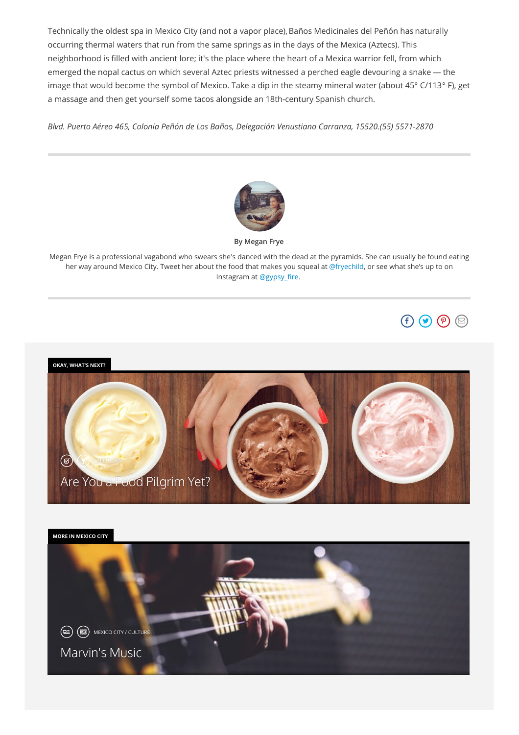Technically the oldest spa in Mexico City (and not a vapor place), Baños Medicinales del Peñón has naturally occurring thermal waters that run from the same springs as in the days of the Mexica (Aztecs). This neighborhood is filled with ancient lore; it's the place where the heart of a Mexica warrior fell, from which emerged the nopal cactus on which several Aztec priests witnessed a perched eagle devouring a snake — the image that would become the symbol of Mexico. Take a dip in the steamy mineral water (about 45° C/113° F), get a massage and then get yourself some tacos alongside an 18th-century Spanish church.

*Blvd. Puerto Aéreo 465, Colonia Peñón de Los Baños, Delegación Venustiano Carranza, 15520.(55) 5571-2870*

---

**By Megan Frye**

Megan Frye is a professional vagabond who swears she's danced with the dead at the pyramids. She can usually be found eating her way around Mexico City. Tweet her about the food that makes you squeal at @fryechild, or see what she's up to on Instagram at @gypsy_fire.

---

**OKAY, WHAT'S NEXT?**

CAPE TOWN

Are You a Food Pilgrim Yet?

**MORE IN MEXICO CITY**

MEXICO CITY / CULTURE

Marvin's Music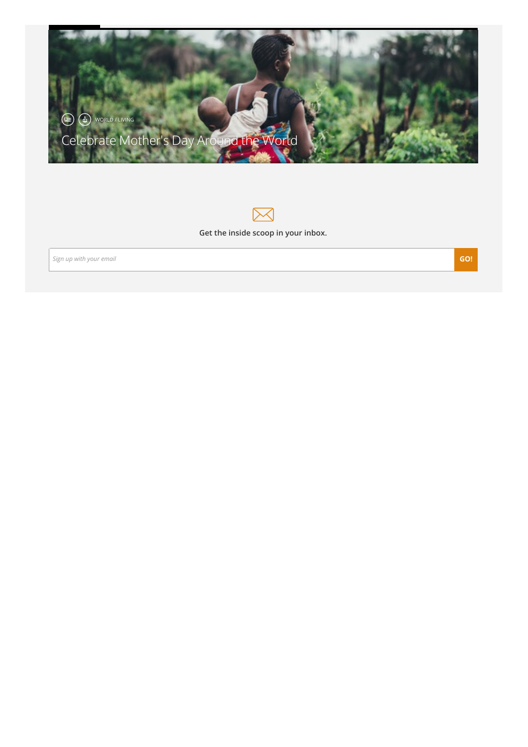WORLD / LIVING

Celebrate Mother's Day Around the World

Get the inside scoop in your inbox.

Sign up with your email

GO!